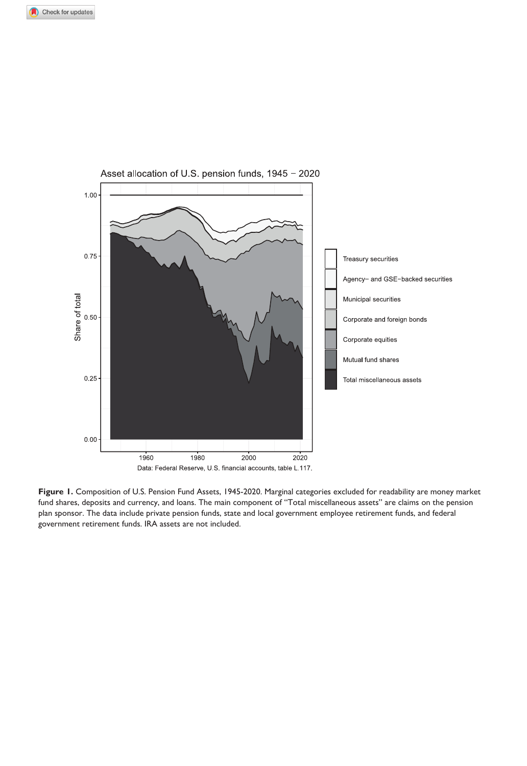Asset allocation of U.S. pension funds, 1945 – 2020

1.00

0.75

0.50

0.25

0.00

Share of total

1960

1980

2000

2020

Data: Federal Reserve, U.S. financial accounts, table L.117.

Treasury securities

Agency– and GSE–backed securities

Municipal securities

Corporate and foreign bonds

Corporate equities

Mutual fund shares

Total miscellaneous assets

**Figure 1.** Composition of U.S. Pension Fund Assets, 1945-2020. Marginal categories excluded for readability are money market fund shares, deposits and currency, and loans. The main component of "Total miscellaneous assets" are claims on the pension plan sponsor. The data include private pension funds, state and local government employee retirement funds, and federal government retirement funds. IRA assets are not included.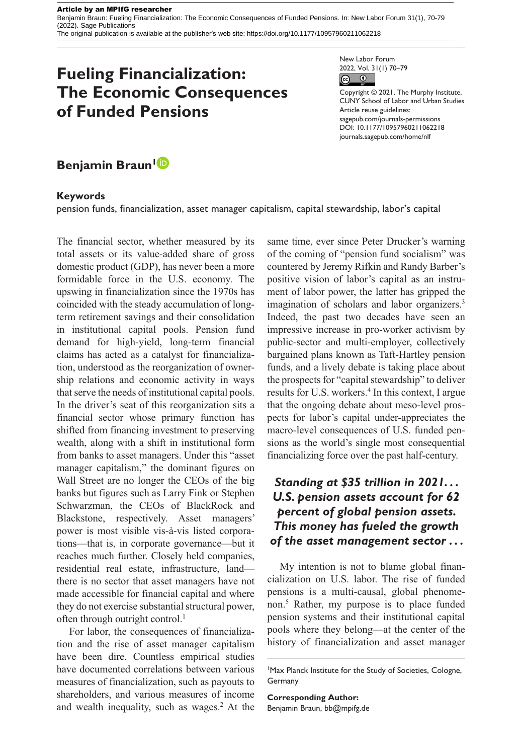**Article by an MPIfG researcher**
Benjamin Braun: Fueling Financialization: The Economic Consequences of Funded Pensions. In: New Labor Forum 31(1), 70-79 (2022). Sage Publications
The original publication is available at the publisher's web site: https://doi.org/10.1177/10957960211062218

# Fueling Financialization: The Economic Consequences of Funded Pensions

New Labor Forum
2022, Vol. 31(1) 70–79
Copyright © 2021, The Murphy Institute, CUNY School of Labor and Urban Studies
Article reuse guidelines:
sagepub.com/journals-permissions
DOI: 10.1177/10957960211062218
journals.sagepub.com/home/nlf

## Benjamin Braun[1]

### Keywords

pension funds, financialization, asset manager capitalism, capital stewardship, labor's capital

The financial sector, whether measured by its total assets or its value-added share of gross domestic product (GDP), has never been a more formidable force in the U.S. economy. The upswing in financialization since the 1970s has coincided with the steady accumulation of long-term retirement savings and their consolidation in institutional capital pools. Pension fund demand for high-yield, long-term financial claims has acted as a catalyst for financialization, understood as the reorganization of ownership relations and economic activity in ways that serve the needs of institutional capital pools. In the driver's seat of this reorganization sits a financial sector whose primary function has shifted from financing investment to preserving wealth, along with a shift in institutional form from banks to asset managers. Under this "asset manager capitalism," the dominant figures on Wall Street are no longer the CEOs of the big banks but figures such as Larry Fink or Stephen Schwarzman, the CEOs of BlackRock and Blackstone, respectively. Asset managers' power is most visible vis-à-vis listed corporations—that is, in corporate governance—but it reaches much further. Closely held companies, residential real estate, infrastructure, land—there is no sector that asset managers have not made accessible for financial capital and where they do not exercise substantial structural power, often through outright control.[1]

For labor, the consequences of financialization and the rise of asset manager capitalism have been dire. Countless empirical studies have documented correlations between various measures of financialization, such as payouts to shareholders, and various measures of income and wealth inequality, such as wages.[2] At the same time, ever since Peter Drucker's warning of the coming of "pension fund socialism" was countered by Jeremy Rifkin and Randy Barber's positive vision of labor's capital as an instrument of labor power, the latter has gripped the imagination of scholars and labor organizers.[3] Indeed, the past two decades have seen an impressive increase in pro-worker activism by public-sector and multi-employer, collectively bargained plans known as Taft-Hartley pension funds, and a lively debate is taking place about the prospects for "capital stewardship" to deliver results for U.S. workers.[4] In this context, I argue that the ongoing debate about meso-level prospects for labor's capital under-appreciates the macro-level consequences of U.S. funded pensions as the world's single most consequential financializing force over the past half-century.

> ***Standing at $35 trillion in 2021... U.S. pension assets account for 62 percent of global pension assets. This money has fueled the growth of the asset management sector ...***

My intention is not to blame global financialization on U.S. labor. The rise of funded pensions is a multi-causal, global phenomenon.[5] Rather, my purpose is to place funded pension systems and their institutional capital pools where they belong—at the center of the history of financialization and asset manager

[1]Max Planck Institute for the Study of Societies, Cologne, Germany

**Corresponding Author:**
Benjamin Braun, bb@mpifg.de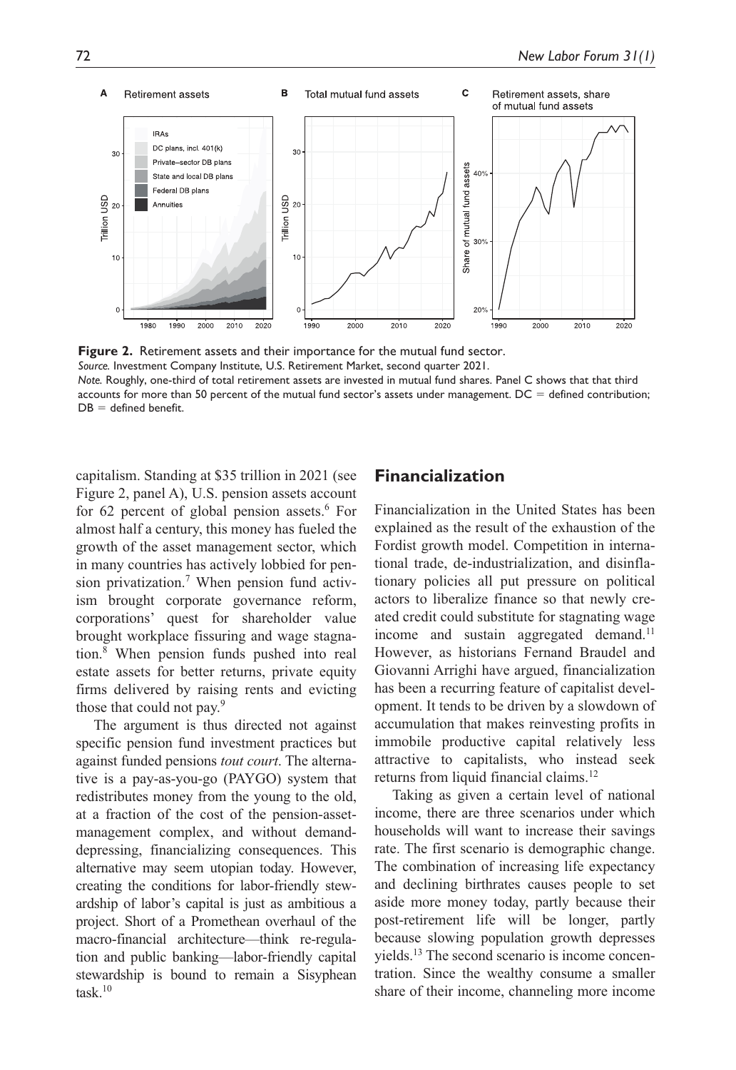A Retirement assets

IRAs
DC plans, incl. 401(k)
Private-sector DB plans
State and local DB plans
Federal DB plans
Annuities

Trillion USD
0
10
20
30
1980 1990 2000 2010 2020

B Total mutual fund assets

Trillion USD
0
10
20
30
1990 2000 2010 2020

C Retirement assets, share of mutual fund assets

Share of mutual fund assets
20%
30%
40%
1990 2000 2010 2020

**Figure 2.** Retirement assets and their importance for the mutual fund sector.
*Source.* Investment Company Institute, U.S. Retirement Market, second quarter 2021.
*Note.* Roughly, one-third of total retirement assets are invested in mutual fund shares. Panel C shows that that third accounts for more than 50 percent of the mutual fund sector's assets under management. DC = defined contribution; DB = defined benefit.

capitalism. Standing at $35 trillion in 2021 (see Figure 2, panel A), U.S. pension assets account for 62 percent of global pension assets.[6] For almost half a century, this money has fueled the growth of the asset management sector, which in many countries has actively lobbied for pension privatization.[7] When pension fund activism brought corporate governance reform, corporations' quest for shareholder value brought workplace fissuring and wage stagnation.[8] When pension funds pushed into real estate assets for better returns, private equity firms delivered by raising rents and evicting those that could not pay.[9]

The argument is thus directed not against specific pension fund investment practices but against funded pensions *tout court*. The alternative is a pay-as-you-go (PAYGO) system that redistributes money from the young to the old, at a fraction of the cost of the pension-asset-management complex, and without demand-depressing, financializing consequences. This alternative may seem utopian today. However, creating the conditions for labor-friendly stewardship of labor's capital is just as ambitious a project. Short of a Promethean overhaul of the macro-financial architecture—think re-regulation and public banking—labor-friendly capital stewardship is bound to remain a Sisyphean task.[10]

## Financialization

Financialization in the United States has been explained as the result of the exhaustion of the Fordist growth model. Competition in international trade, de-industrialization, and disinflationary policies all put pressure on political actors to liberalize finance so that newly created credit could substitute for stagnating wage income and sustain aggregated demand.[11] However, as historians Fernand Braudel and Giovanni Arrighi have argued, financialization has been a recurring feature of capitalist development. It tends to be driven by a slowdown of accumulation that makes reinvesting profits in immobile productive capital relatively less attractive to capitalists, who instead seek returns from liquid financial claims.[12]

Taking as given a certain level of national income, there are three scenarios under which households will want to increase their savings rate. The first scenario is demographic change. The combination of increasing life expectancy and declining birthrates causes people to set aside more money today, partly because their post-retirement life will be longer, partly because slowing population growth depresses yields.[13] The second scenario is income concentration. Since the wealthy consume a smaller share of their income, channeling more income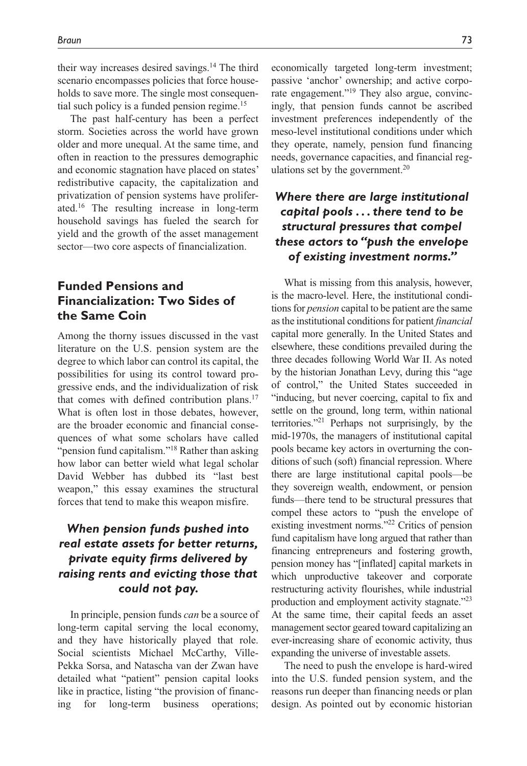their way increases desired savings.[14] The third scenario encompasses policies that force households to save more. The single most consequential such policy is a funded pension regime.[15]

The past half-century has been a perfect storm. Societies across the world have grown older and more unequal. At the same time, and often in reaction to the pressures demographic and economic stagnation have placed on states' redistributive capacity, the capitalization and privatization of pension systems have proliferated.[16] The resulting increase in long-term household savings has fueled the search for yield and the growth of the asset management sector—two core aspects of financialization.

## Funded Pensions and Financialization: Two Sides of the Same Coin

Among the thorny issues discussed in the vast literature on the U.S. pension system are the degree to which labor can control its capital, the possibilities for using its control toward progressive ends, and the individualization of risk that comes with defined contribution plans.[17] What is often lost in those debates, however, are the broader economic and financial consequences of what some scholars have called "pension fund capitalism."[18] Rather than asking how labor can better wield what legal scholar David Webber has dubbed its "last best weapon," this essay examines the structural forces that tend to make this weapon misfire.

***When pension funds pushed into real estate assets for better returns, private equity firms delivered by raising rents and evicting those that could not pay.***

In principle, pension funds *can* be a source of long-term capital serving the local economy, and they have historically played that role. Social scientists Michael McCarthy, Ville-Pekka Sorsa, and Natascha van der Zwan have detailed what "patient" pension capital looks like in practice, listing "the provision of financing for long-term business operations; economically targeted long-term investment; passive 'anchor' ownership; and active corporate engagement."[19] They also argue, convincingly, that pension funds cannot be ascribed investment preferences independently of the meso-level institutional conditions under which they operate, namely, pension fund financing needs, governance capacities, and financial regulations set by the government.[20]

***Where there are large institutional capital pools . . . there tend to be structural pressures that compel these actors to "push the envelope of existing investment norms."***

What is missing from this analysis, however, is the macro-level. Here, the institutional conditions for *pension* capital to be patient are the same as the institutional conditions for patient *financial* capital more generally. In the United States and elsewhere, these conditions prevailed during the three decades following World War II. As noted by the historian Jonathan Levy, during this "age of control," the United States succeeded in "inducing, but never coercing, capital to fix and settle on the ground, long term, within national territories."[21] Perhaps not surprisingly, by the mid-1970s, the managers of institutional capital pools became key actors in overturning the conditions of such (soft) financial repression. Where there are large institutional capital pools—be they sovereign wealth, endowment, or pension funds—there tend to be structural pressures that compel these actors to "push the envelope of existing investment norms."[22] Critics of pension fund capitalism have long argued that rather than financing entrepreneurs and fostering growth, pension money has "[inflated] capital markets in which unproductive takeover and corporate restructuring activity flourishes, while industrial production and employment activity stagnate."[23] At the same time, their capital feeds an asset management sector geared toward capitalizing an ever-increasing share of economic activity, thus expanding the universe of investable assets.

The need to push the envelope is hard-wired into the U.S. funded pension system, and the reasons run deeper than financing needs or plan design. As pointed out by economic historian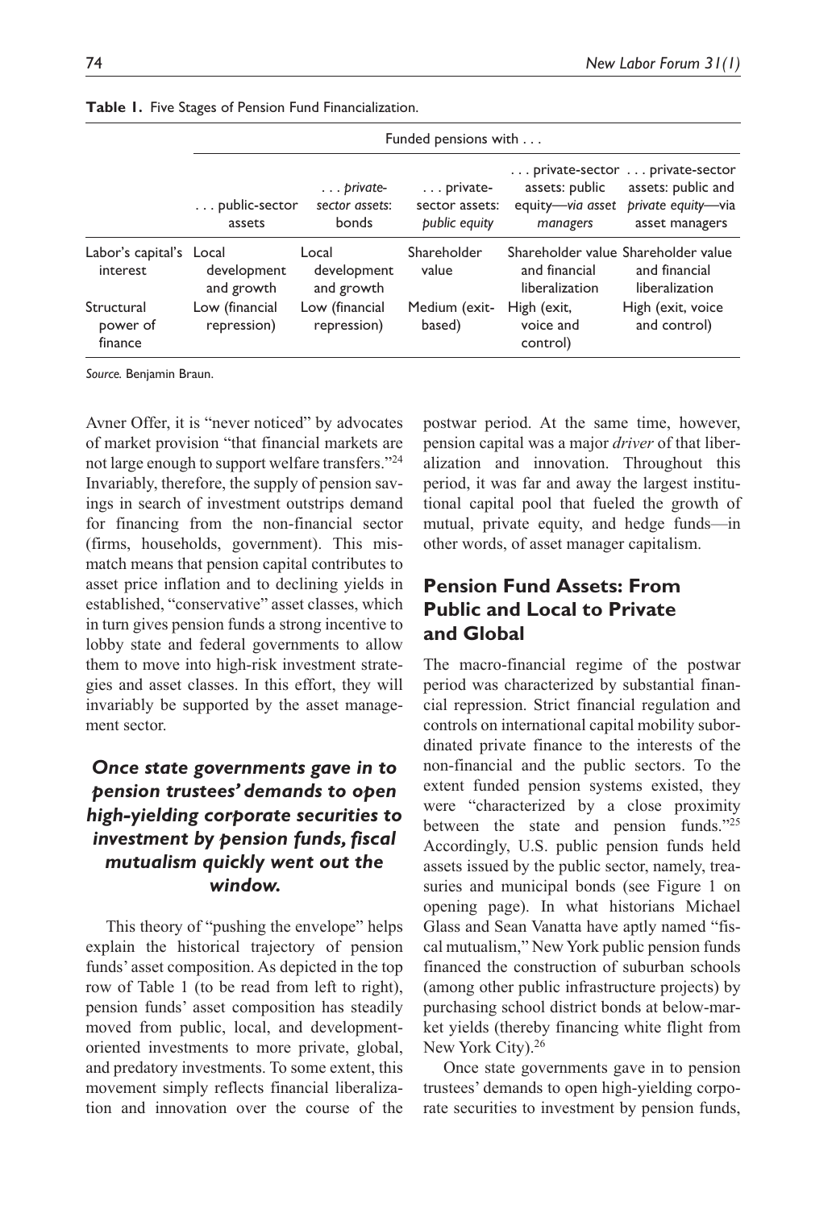**Table 1.** Five Stages of Pension Fund Financialization.

| | Funded pensions with . . . | | | | |
|---|---|---|---|---|---|
| | . . . public-sector assets | . . . *private-sector assets:* bonds | . . . private-sector assets: *public equity* | . . . private-sector assets: public equity—*via asset managers* | . . . private-sector assets: public and *private equity*—via asset managers |
| Labor's capital's interest | Local development and growth | Local development and growth | Shareholder value | Shareholder value and financial liberalization | Shareholder value and financial liberalization |
| Structural power of finance | Low (financial repression) | Low (financial repression) | Medium (exit-based) | High (exit, voice and control) | High (exit, voice and control) |

*Source.* Benjamin Braun.

Avner Offer, it is "never noticed" by advocates of market provision "that financial markets are not large enough to support welfare transfers."[24] Invariably, therefore, the supply of pension savings in search of investment outstrips demand for financing from the non-financial sector (firms, households, government). This mismatch means that pension capital contributes to asset price inflation and to declining yields in established, "conservative" asset classes, which in turn gives pension funds a strong incentive to lobby state and federal governments to allow them to move into high-risk investment strategies and asset classes. In this effort, they will invariably be supported by the asset management sector.

***Once state governments gave in to pension trustees' demands to open high-yielding corporate securities to investment by pension funds, fiscal mutualism quickly went out the window.***

This theory of "pushing the envelope" helps explain the historical trajectory of pension funds' asset composition. As depicted in the top row of Table 1 (to be read from left to right), pension funds' asset composition has steadily moved from public, local, and development-oriented investments to more private, global, and predatory investments. To some extent, this movement simply reflects financial liberalization and innovation over the course of the postwar period. At the same time, however, pension capital was a major *driver* of that liberalization and innovation. Throughout this period, it was far and away the largest institutional capital pool that fueled the growth of mutual, private equity, and hedge funds—in other words, of asset manager capitalism.

## Pension Fund Assets: From Public and Local to Private and Global

The macro-financial regime of the postwar period was characterized by substantial financial repression. Strict financial regulation and controls on international capital mobility subordinated private finance to the interests of the non-financial and the public sectors. To the extent funded pension systems existed, they were "characterized by a close proximity between the state and pension funds."[25] Accordingly, U.S. public pension funds held assets issued by the public sector, namely, treasuries and municipal bonds (see Figure 1 on opening page). In what historians Michael Glass and Sean Vanatta have aptly named "fiscal mutualism," New York public pension funds financed the construction of suburban schools (among other public infrastructure projects) by purchasing school district bonds at below-market yields (thereby financing white flight from New York City).[26]

Once state governments gave in to pension trustees' demands to open high-yielding corporate securities to investment by pension funds,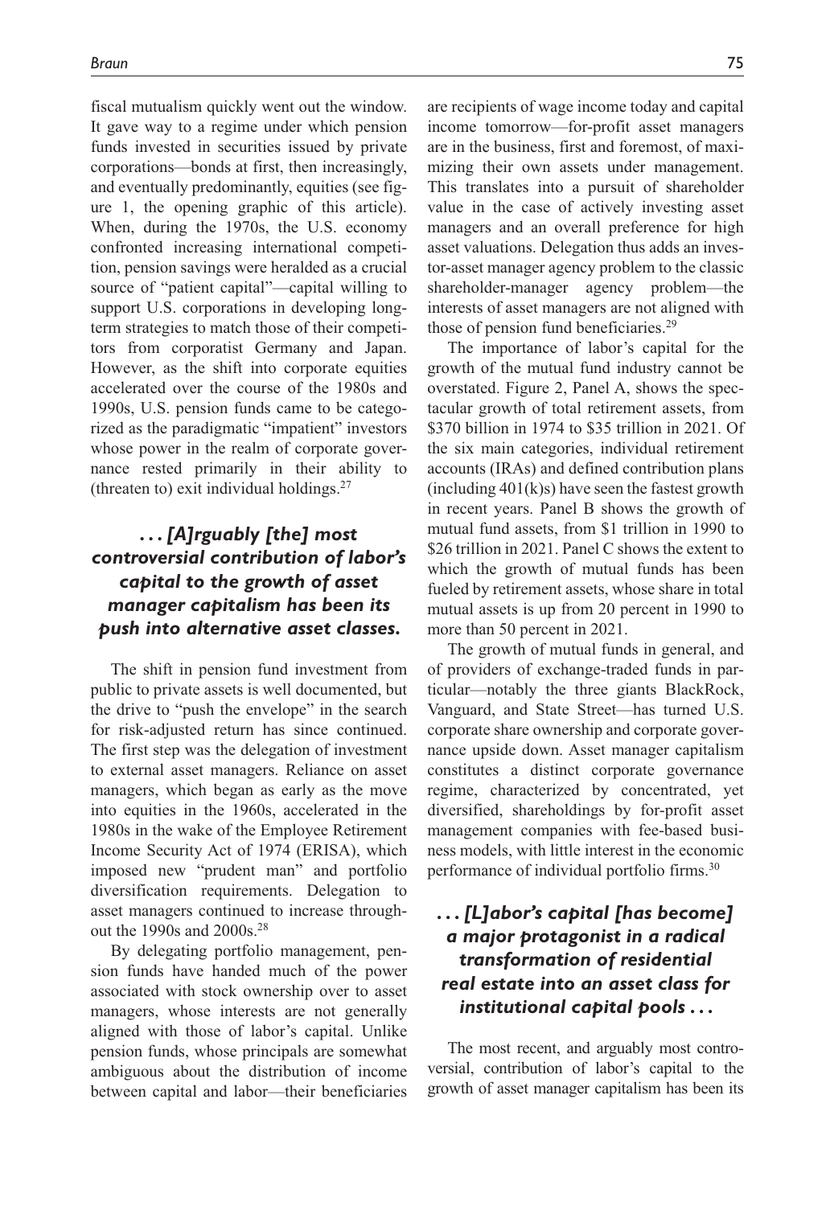fiscal mutualism quickly went out the window. It gave way to a regime under which pension funds invested in securities issued by private corporations—bonds at first, then increasingly, and eventually predominantly, equities (see figure 1, the opening graphic of this article). When, during the 1970s, the U.S. economy confronted increasing international competition, pension savings were heralded as a crucial source of "patient capital"—capital willing to support U.S. corporations in developing long-term strategies to match those of their competitors from corporatist Germany and Japan. However, as the shift into corporate equities accelerated over the course of the 1980s and 1990s, U.S. pension funds came to be categorized as the paradigmatic "impatient" investors whose power in the realm of corporate governance rested primarily in their ability to (threaten to) exit individual holdings.[27]

> ***. . . [A]rguably [the] most controversial contribution of labor's capital to the growth of asset manager capitalism has been its push into alternative asset classes.***

The shift in pension fund investment from public to private assets is well documented, but the drive to "push the envelope" in the search for risk-adjusted return has since continued. The first step was the delegation of investment to external asset managers. Reliance on asset managers, which began as early as the move into equities in the 1960s, accelerated in the 1980s in the wake of the Employee Retirement Income Security Act of 1974 (ERISA), which imposed new "prudent man" and portfolio diversification requirements. Delegation to asset managers continued to increase throughout the 1990s and 2000s.[28]

By delegating portfolio management, pension funds have handed much of the power associated with stock ownership over to asset managers, whose interests are not generally aligned with those of labor's capital. Unlike pension funds, whose principals are somewhat ambiguous about the distribution of income between capital and labor—their beneficiaries are recipients of wage income today and capital income tomorrow—for-profit asset managers are in the business, first and foremost, of maximizing their own assets under management. This translates into a pursuit of shareholder value in the case of actively investing asset managers and an overall preference for high asset valuations. Delegation thus adds an investor-asset manager agency problem to the classic shareholder-manager agency problem—the interests of asset managers are not aligned with those of pension fund beneficiaries.[29]

The importance of labor's capital for the growth of the mutual fund industry cannot be overstated. Figure 2, Panel A, shows the spectacular growth of total retirement assets, from \$370 billion in 1974 to \$35 trillion in 2021. Of the six main categories, individual retirement accounts (IRAs) and defined contribution plans (including 401(k)s) have seen the fastest growth in recent years. Panel B shows the growth of mutual fund assets, from \$1 trillion in 1990 to \$26 trillion in 2021. Panel C shows the extent to which the growth of mutual funds has been fueled by retirement assets, whose share in total mutual assets is up from 20 percent in 1990 to more than 50 percent in 2021.

The growth of mutual funds in general, and of providers of exchange-traded funds in particular—notably the three giants BlackRock, Vanguard, and State Street—has turned U.S. corporate share ownership and corporate governance upside down. Asset manager capitalism constitutes a distinct corporate governance regime, characterized by concentrated, yet diversified, shareholdings by for-profit asset management companies with fee-based business models, with little interest in the economic performance of individual portfolio firms.[30]

> ***. . . [L]abor's capital [has become] a major protagonist in a radical transformation of residential real estate into an asset class for institutional capital pools . . .***

The most recent, and arguably most controversial, contribution of labor's capital to the growth of asset manager capitalism has been its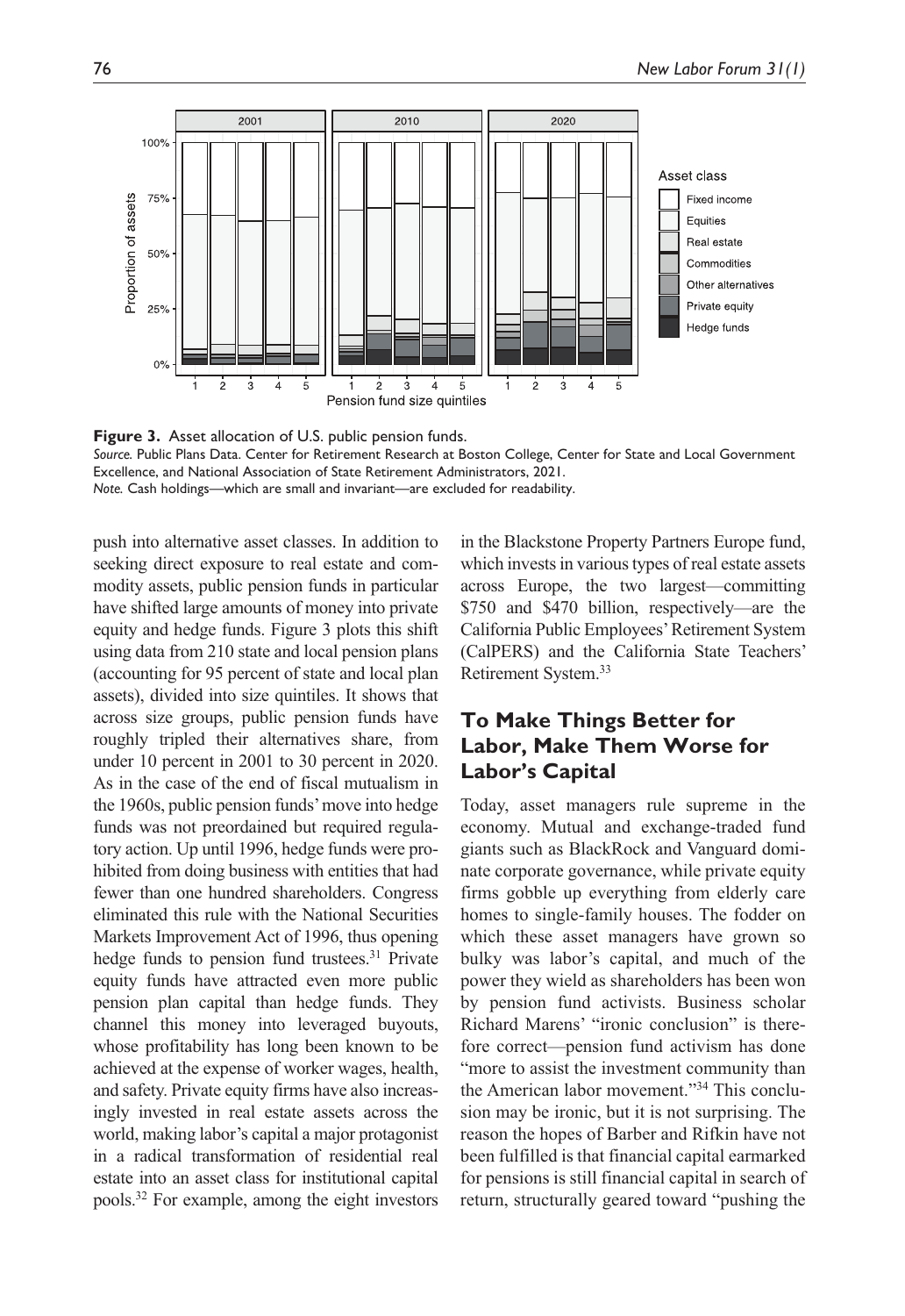2001

2010

2020

100%

75%

50%

25%

0%

Proportion of assets

1 2 3 4 5 1 2 3 4 5 1 2 3 4 5

Pension fund size quintiles

Asset class

Fixed income

Equities

Real estate

Commodities

Other alternatives

Private equity

Hedge funds

**Figure 3.** Asset allocation of U.S. public pension funds.
*Source.* Public Plans Data. Center for Retirement Research at Boston College, Center for State and Local Government Excellence, and National Association of State Retirement Administrators, 2021.
*Note.* Cash holdings—which are small and invariant—are excluded for readability.

push into alternative asset classes. In addition to seeking direct exposure to real estate and commodity assets, public pension funds in particular have shifted large amounts of money into private equity and hedge funds. Figure 3 plots this shift using data from 210 state and local pension plans (accounting for 95 percent of state and local plan assets), divided into size quintiles. It shows that across size groups, public pension funds have roughly tripled their alternatives share, from under 10 percent in 2001 to 30 percent in 2020. As in the case of the end of fiscal mutualism in the 1960s, public pension funds' move into hedge funds was not preordained but required regulatory action. Up until 1996, hedge funds were prohibited from doing business with entities that had fewer than one hundred shareholders. Congress eliminated this rule with the National Securities Markets Improvement Act of 1996, thus opening hedge funds to pension fund trustees.[31] Private equity funds have attracted even more public pension plan capital than hedge funds. They channel this money into leveraged buyouts, whose profitability has long been known to be achieved at the expense of worker wages, health, and safety. Private equity firms have also increasingly invested in real estate assets across the world, making labor's capital a major protagonist in a radical transformation of residential real estate into an asset class for institutional capital pools.[32] For example, among the eight investors in the Blackstone Property Partners Europe fund, which invests in various types of real estate assets across Europe, the two largest—committing \$750 and \$470 billion, respectively—are the California Public Employees' Retirement System (CalPERS) and the California State Teachers' Retirement System.[33]

## To Make Things Better for Labor, Make Them Worse for Labor's Capital

Today, asset managers rule supreme in the economy. Mutual and exchange-traded fund giants such as BlackRock and Vanguard dominate corporate governance, while private equity firms gobble up everything from elderly care homes to single-family houses. The fodder on which these asset managers have grown so bulky was labor's capital, and much of the power they wield as shareholders has been won by pension fund activists. Business scholar Richard Marens' "ironic conclusion" is therefore correct—pension fund activism has done "more to assist the investment community than the American labor movement."[34] This conclusion may be ironic, but it is not surprising. The reason the hopes of Barber and Rifkin have not been fulfilled is that financial capital earmarked for pensions is still financial capital in search of return, structurally geared toward "pushing the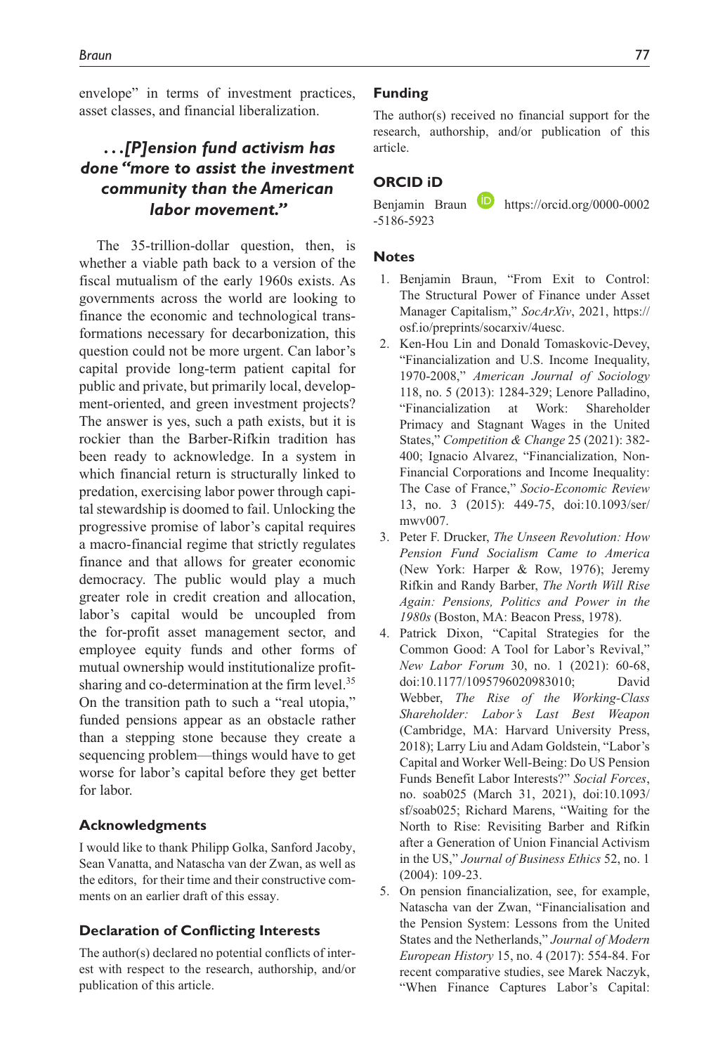envelope" in terms of investment practices, asset classes, and financial liberalization.

> ***. . .[P]ension fund activism has done "more to assist the investment community than the American labor movement."***

The 35-trillion-dollar question, then, is whether a viable path back to a version of the fiscal mutualism of the early 1960s exists. As governments across the world are looking to finance the economic and technological transformations necessary for decarbonization, this question could not be more urgent. Can labor's capital provide long-term patient capital for public and private, but primarily local, development-oriented, and green investment projects? The answer is yes, such a path exists, but it is rockier than the Barber-Rifkin tradition has been ready to acknowledge. In a system in which financial return is structurally linked to predation, exercising labor power through capital stewardship is doomed to fail. Unlocking the progressive promise of labor's capital requires a macro-financial regime that strictly regulates finance and that allows for greater economic democracy. The public would play a much greater role in credit creation and allocation, labor's capital would be uncoupled from the for-profit asset management sector, and employee equity funds and other forms of mutual ownership would institutionalize profit-sharing and co-determination at the firm level.[35] On the transition path to such a "real utopia," funded pensions appear as an obstacle rather than a stepping stone because they create a sequencing problem—things would have to get worse for labor's capital before they get better for labor.

### Acknowledgments

I would like to thank Philipp Golka, Sanford Jacoby, Sean Vanatta, and Natascha van der Zwan, as well as the editors, for their time and their constructive comments on an earlier draft of this essay.

### Declaration of Conflicting Interests

The author(s) declared no potential conflicts of interest with respect to the research, authorship, and/or publication of this article.

### Funding

The author(s) received no financial support for the research, authorship, and/or publication of this article.

### ORCID iD

Benjamin Braun https://orcid.org/0000-0002-5186-5923

### Notes

1. Benjamin Braun, "From Exit to Control: The Structural Power of Finance under Asset Manager Capitalism," *SocArXiv*, 2021, https://osf.io/preprints/socarxiv/4uesc.
2. Ken-Hou Lin and Donald Tomaskovic-Devey, "Financialization and U.S. Income Inequality, 1970-2008," *American Journal of Sociology* 118, no. 5 (2013): 1284-329; Lenore Palladino, "Financialization at Work: Shareholder Primacy and Stagnant Wages in the United States," *Competition & Change* 25 (2021): 382-400; Ignacio Alvarez, "Financialization, Non-Financial Corporations and Income Inequality: The Case of France," *Socio-Economic Review* 13, no. 3 (2015): 449-75, doi:10.1093/ser/mwv007.
3. Peter F. Drucker, *The Unseen Revolution: How Pension Fund Socialism Came to America* (New York: Harper & Row, 1976); Jeremy Rifkin and Randy Barber, *The North Will Rise Again: Pensions, Politics and Power in the 1980s* (Boston, MA: Beacon Press, 1978).
4. Patrick Dixon, "Capital Strategies for the Common Good: A Tool for Labor's Revival," *New Labor Forum* 30, no. 1 (2021): 60-68, doi:10.1177/1095796020983010; David Webber, *The Rise of the Working-Class Shareholder: Labor's Last Best Weapon* (Cambridge, MA: Harvard University Press, 2018); Larry Liu and Adam Goldstein, "Labor's Capital and Worker Well-Being: Do US Pension Funds Benefit Labor Interests?" *Social Forces*, no. soab025 (March 31, 2021), doi:10.1093/sf/soab025; Richard Marens, "Waiting for the North to Rise: Revisiting Barber and Rifkin after a Generation of Union Financial Activism in the US," *Journal of Business Ethics* 52, no. 1 (2004): 109-23.
5. On pension financialization, see, for example, Natascha van der Zwan, "Financialisation and the Pension System: Lessons from the United States and the Netherlands," *Journal of Modern European History* 15, no. 4 (2017): 554-84. For recent comparative studies, see Marek Naczyk, "When Finance Captures Labor's Capital: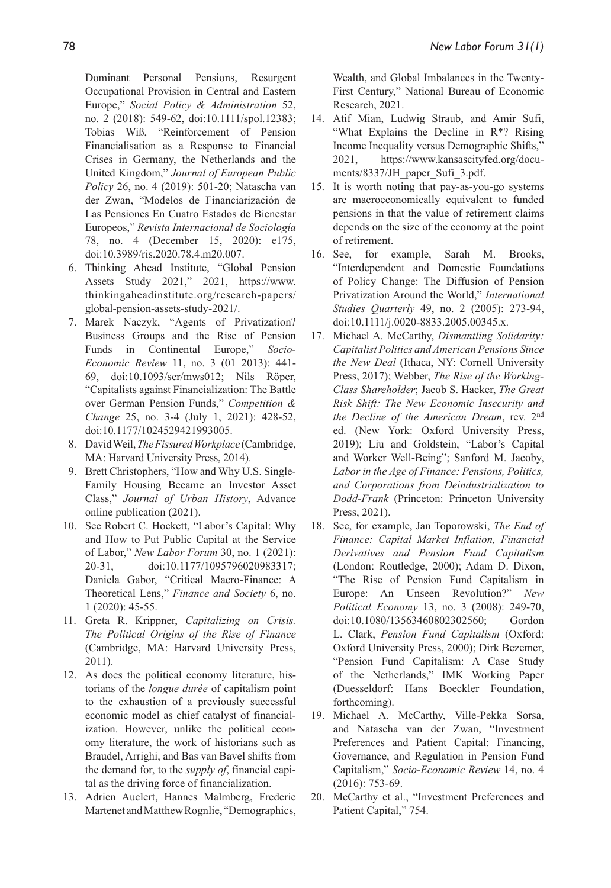Dominant Personal Pensions, Resurgent Occupational Provision in Central and Eastern Europe," *Social Policy & Administration* 52, no. 2 (2018): 549-62, doi:10.1111/spol.12383; Tobias Wiß, "Reinforcement of Pension Financialisation as a Response to Financial Crises in Germany, the Netherlands and the United Kingdom," *Journal of European Public Policy* 26, no. 4 (2019): 501-20; Natascha van der Zwan, "Modelos de Financiarización de Las Pensiones En Cuatro Estados de Bienestar Europeos," *Revista Internacional de Sociología* 78, no. 4 (December 15, 2020): e175, doi:10.3989/ris.2020.78.4.m20.007.

6. Thinking Ahead Institute, "Global Pension Assets Study 2021," 2021, https://www.thinkingaheadinstitute.org/research-papers/global-pension-assets-study-2021/.
7. Marek Naczyk, "Agents of Privatization? Business Groups and the Rise of Pension Funds in Continental Europe," *Socio-Economic Review* 11, no. 3 (01 2013): 441-69, doi:10.1093/ser/mws012; Nils Röper, "Capitalists against Financialization: The Battle over German Pension Funds," *Competition & Change* 25, no. 3-4 (July 1, 2021): 428-52, doi:10.1177/1024529421993005.
8. David Weil, *The Fissured Workplace* (Cambridge, MA: Harvard University Press, 2014).
9. Brett Christophers, "How and Why U.S. Single-Family Housing Became an Investor Asset Class," *Journal of Urban History*, Advance online publication (2021).
10. See Robert C. Hockett, "Labor's Capital: Why and How to Put Public Capital at the Service of Labor," *New Labor Forum* 30, no. 1 (2021): 20-31, doi:10.1177/1095796020983317; Daniela Gabor, "Critical Macro-Finance: A Theoretical Lens," *Finance and Society* 6, no. 1 (2020): 45-55.
11. Greta R. Krippner, *Capitalizing on Crisis. The Political Origins of the Rise of Finance* (Cambridge, MA: Harvard University Press, 2011).
12. As does the political economy literature, historians of the *longue durée* of capitalism point to the exhaustion of a previously successful economic model as chief catalyst of financialization. However, unlike the political economy literature, the work of historians such as Braudel, Arrighi, and Bas van Bavel shifts from the demand for, to the *supply of*, financial capital as the driving force of financialization.
13. Adrien Auclert, Hannes Malmberg, Frederic Martenet and Matthew Rognlie, "Demographics, Wealth, and Global Imbalances in the Twenty-First Century," National Bureau of Economic Research, 2021.
14. Atif Mian, Ludwig Straub, and Amir Sufi, "What Explains the Decline in R*? Rising Income Inequality versus Demographic Shifts," 2021, https://www.kansascityfed.org/documents/8337/JH_paper_Sufi_3.pdf.
15. It is worth noting that pay-as-you-go systems are macroeconomically equivalent to funded pensions in that the value of retirement claims depends on the size of the economy at the point of retirement.
16. See, for example, Sarah M. Brooks, "Interdependent and Domestic Foundations of Policy Change: The Diffusion of Pension Privatization Around the World," *International Studies Quarterly* 49, no. 2 (2005): 273-94, doi:10.1111/j.0020-8833.2005.00345.x.
17. Michael A. McCarthy, *Dismantling Solidarity: Capitalist Politics and American Pensions Since the New Deal* (Ithaca, NY: Cornell University Press, 2017); Webber, *The Rise of the Working-Class Shareholder*; Jacob S. Hacker, *The Great Risk Shift: The New Economic Insecurity and the Decline of the American Dream*, rev. 2nd ed. (New York: Oxford University Press, 2019); Liu and Goldstein, "Labor's Capital and Worker Well-Being"; Sanford M. Jacoby, *Labor in the Age of Finance: Pensions, Politics, and Corporations from Deindustrialization to Dodd-Frank* (Princeton: Princeton University Press, 2021).
18. See, for example, Jan Toporowski, *The End of Finance: Capital Market Inflation, Financial Derivatives and Pension Fund Capitalism* (London: Routledge, 2000); Adam D. Dixon, "The Rise of Pension Fund Capitalism in Europe: An Unseen Revolution?" *New Political Economy* 13, no. 3 (2008): 249-70, doi:10.1080/13563460802302560; Gordon L. Clark, *Pension Fund Capitalism* (Oxford: Oxford University Press, 2000); Dirk Bezemer, "Pension Fund Capitalism: A Case Study of the Netherlands," IMK Working Paper (Duesseldorf: Hans Boeckler Foundation, forthcoming).
19. Michael A. McCarthy, Ville-Pekka Sorsa, and Natascha van der Zwan, "Investment Preferences and Patient Capital: Financing, Governance, and Regulation in Pension Fund Capitalism," *Socio-Economic Review* 14, no. 4 (2016): 753-69.
20. McCarthy et al., "Investment Preferences and Patient Capital," 754.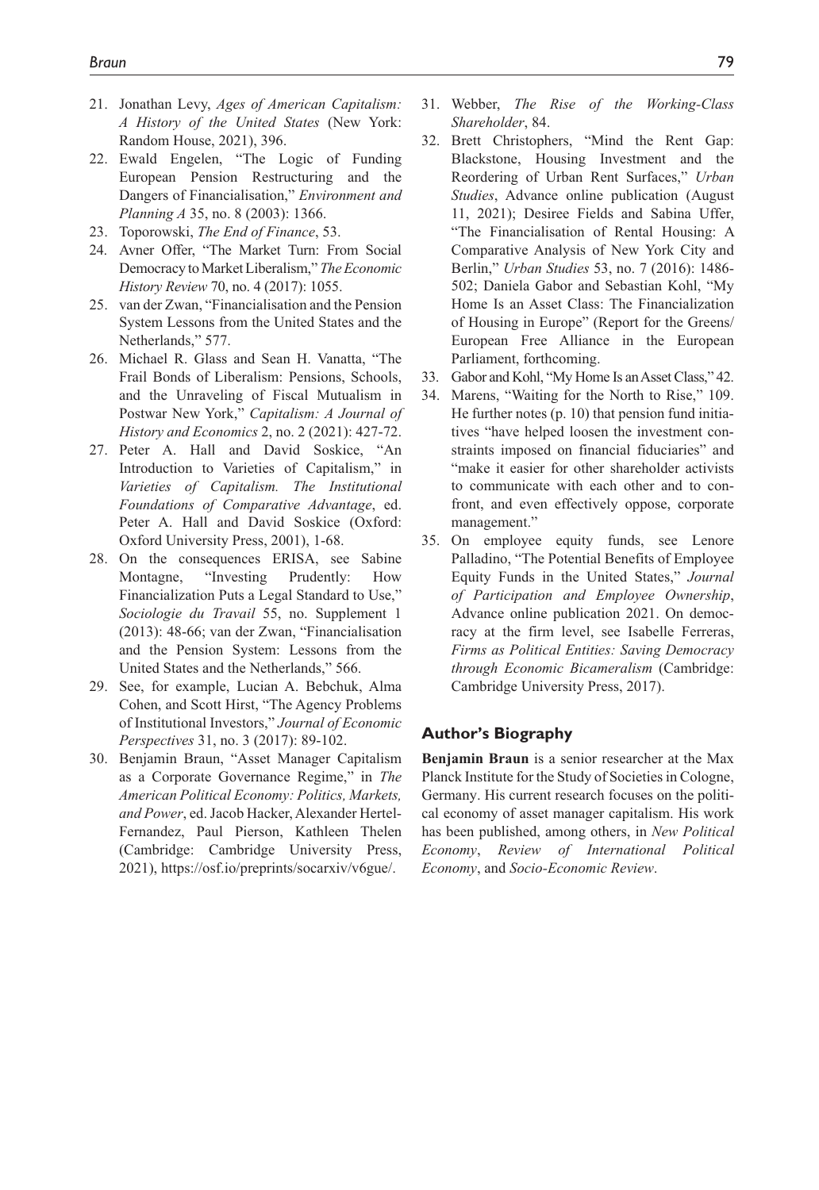21. Jonathan Levy, *Ages of American Capitalism: A History of the United States* (New York: Random House, 2021), 396.
22. Ewald Engelen, "The Logic of Funding European Pension Restructuring and the Dangers of Financialisation," *Environment and Planning A* 35, no. 8 (2003): 1366.
23. Toporowski, *The End of Finance*, 53.
24. Avner Offer, "The Market Turn: From Social Democracy to Market Liberalism," *The Economic History Review* 70, no. 4 (2017): 1055.
25. van der Zwan, "Financialisation and the Pension System Lessons from the United States and the Netherlands," 577.
26. Michael R. Glass and Sean H. Vanatta, "The Frail Bonds of Liberalism: Pensions, Schools, and the Unraveling of Fiscal Mutualism in Postwar New York," *Capitalism: A Journal of History and Economics* 2, no. 2 (2021): 427-72.
27. Peter A. Hall and David Soskice, "An Introduction to Varieties of Capitalism," in *Varieties of Capitalism. The Institutional Foundations of Comparative Advantage*, ed. Peter A. Hall and David Soskice (Oxford: Oxford University Press, 2001), 1-68.
28. On the consequences ERISA, see Sabine Montagne, "Investing Prudently: How Financialization Puts a Legal Standard to Use," *Sociologie du Travail* 55, no. Supplement 1 (2013): 48-66; van der Zwan, "Financialisation and the Pension System: Lessons from the United States and the Netherlands," 566.
29. See, for example, Lucian A. Bebchuk, Alma Cohen, and Scott Hirst, "The Agency Problems of Institutional Investors," *Journal of Economic Perspectives* 31, no. 3 (2017): 89-102.
30. Benjamin Braun, "Asset Manager Capitalism as a Corporate Governance Regime," in *The American Political Economy: Politics, Markets, and Power*, ed. Jacob Hacker, Alexander Hertel-Fernandez, Paul Pierson, Kathleen Thelen (Cambridge: Cambridge University Press, 2021), https://osf.io/preprints/socarxiv/v6gue/.
31. Webber, *The Rise of the Working-Class Shareholder*, 84.
32. Brett Christophers, "Mind the Rent Gap: Blackstone, Housing Investment and the Reordering of Urban Rent Surfaces," *Urban Studies*, Advance online publication (August 11, 2021); Desiree Fields and Sabina Uffer, "The Financialisation of Rental Housing: A Comparative Analysis of New York City and Berlin," *Urban Studies* 53, no. 7 (2016): 1486-502; Daniela Gabor and Sebastian Kohl, "My Home Is an Asset Class: The Financialization of Housing in Europe" (Report for the Greens/European Free Alliance in the European Parliament, forthcoming.
33. Gabor and Kohl, "My Home Is an Asset Class," 42.
34. Marens, "Waiting for the North to Rise," 109. He further notes (p. 10) that pension fund initiatives "have helped loosen the investment constraints imposed on financial fiduciaries" and "make it easier for other shareholder activists to communicate with each other and to confront, and even effectively oppose, corporate management."
35. On employee equity funds, see Lenore Palladino, "The Potential Benefits of Employee Equity Funds in the United States," *Journal of Participation and Employee Ownership*, Advance online publication 2021. On democracy at the firm level, see Isabelle Ferreras, *Firms as Political Entities: Saving Democracy through Economic Bicameralism* (Cambridge: Cambridge University Press, 2017).

## Author's Biography

**Benjamin Braun** is a senior researcher at the Max Planck Institute for the Study of Societies in Cologne, Germany. His current research focuses on the political economy of asset manager capitalism. His work has been published, among others, in *New Political Economy*, *Review of International Political Economy*, and *Socio-Economic Review*.